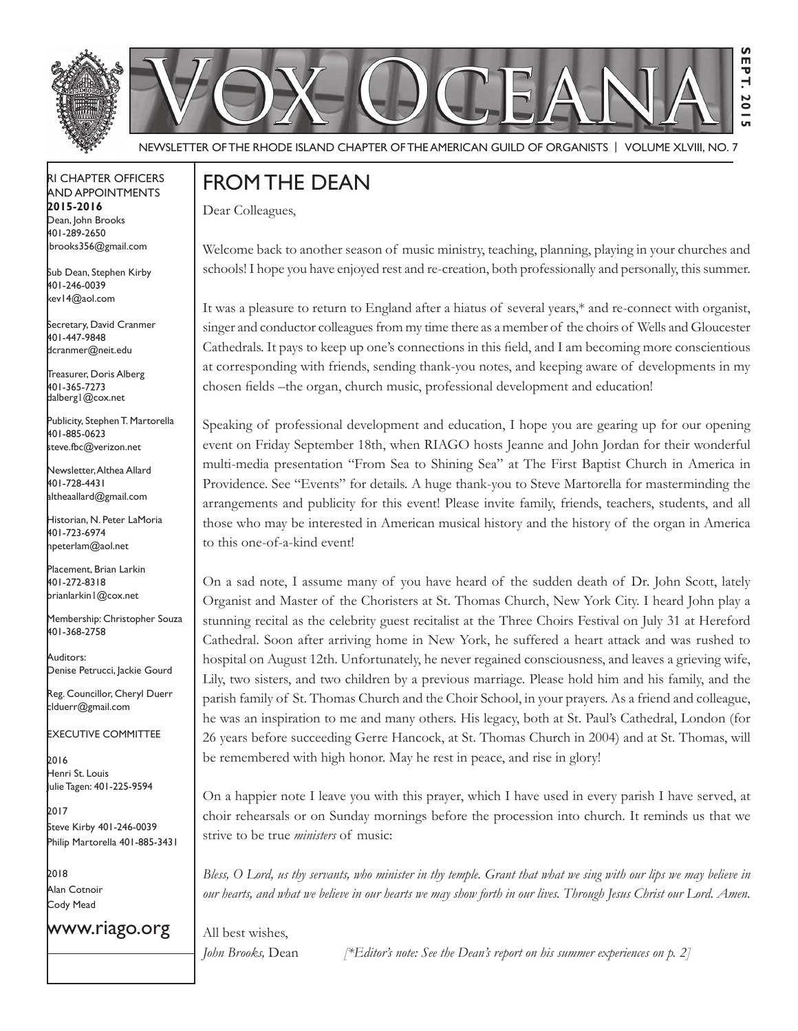# VOX OCEANA

NEWSLETTER OF THE RHODE ISLAND CHAPTER OF THE AMERICAN GUILD OF ORGANISTS | VOLUME XLVIII, NO. 7

SEPT. 2015

RI CHAPTER OFFICERS AND APPOINTMENTS
**2015-2016**

Dean, John Brooks
401-289-2650
jbrooks356@gmail.com

Sub Dean, Stephen Kirby
401-246-0039
kev14@aol.com

Secretary, David Cranmer
401-447-9848
dcranmer@neit.edu

Treasurer, Doris Alberg
401-365-7273
dalberg1@cox.net

Publicity, Stephen T. Martorella
401-885-0623
steve.fbc@verizon.net

Newsletter, Althea Allard
401-728-4431
altheaallard@gmail.com

Historian, N. Peter LaMoria
401-723-6974
npeterlam@aol.net

Placement, Brian Larkin
401-272-8318
brianlarkin1@cox.net

Membership: Christopher Souza
401-368-2758

Auditors:
Denise Petrucci, Jackie Gourd

Reg. Councillor, Cheryl Duerr
clduerr@gmail.com

EXECUTIVE COMMITTEE

2016
Henri St. Louis
Julie Tagen: 401-225-9594

2017
Steve Kirby 401-246-0039
Philip Martorella 401-885-3431

2018
Alan Cotnoir
Cody Mead

www.riago.org

## FROM THE DEAN

Dear Colleagues,

Welcome back to another season of music ministry, teaching, planning, playing in your churches and schools! I hope you have enjoyed rest and re-creation, both professionally and personally, this summer.

It was a pleasure to return to England after a hiatus of several years,* and re-connect with organist, singer and conductor colleagues from my time there as a member of the choirs of Wells and Gloucester Cathedrals. It pays to keep up one's connections in this field, and I am becoming more conscientious at corresponding with friends, sending thank-you notes, and keeping aware of developments in my chosen fields –the organ, church music, professional development and education!

Speaking of professional development and education, I hope you are gearing up for our opening event on Friday September 18th, when RIAGO hosts Jeanne and John Jordan for their wonderful multi-media presentation "From Sea to Shining Sea" at The First Baptist Church in America in Providence. See "Events" for details. A huge thank-you to Steve Martorella for masterminding the arrangements and publicity for this event! Please invite family, friends, teachers, students, and all those who may be interested in American musical history and the history of the organ in America to this one-of-a-kind event!

On a sad note, I assume many of you have heard of the sudden death of Dr. John Scott, lately Organist and Master of the Choristers at St. Thomas Church, New York City. I heard John play a stunning recital as the celebrity guest recitalist at the Three Choirs Festival on July 31 at Hereford Cathedral. Soon after arriving home in New York, he suffered a heart attack and was rushed to hospital on August 12th. Unfortunately, he never regained consciousness, and leaves a grieving wife, Lily, two sisters, and two children by a previous marriage. Please hold him and his family, and the parish family of St. Thomas Church and the Choir School, in your prayers. As a friend and colleague, he was an inspiration to me and many others. His legacy, both at St. Paul's Cathedral, London (for 26 years before succeeding Gerre Hancock, at St. Thomas Church in 2004) and at St. Thomas, will be remembered with high honor. May he rest in peace, and rise in glory!

On a happier note I leave you with this prayer, which I have used in every parish I have served, at choir rehearsals or on Sunday mornings before the procession into church. It reminds us that we strive to be true *ministers* of music:

*Bless, O Lord, us thy servants, who minister in thy temple. Grant that what we sing with our lips we may believe in our hearts, and what we believe in our hearts we may show forth in our lives. Through Jesus Christ our Lord. Amen.*

All best wishes,
*John Brooks,* Dean

*[*Editor's note: See the Dean's report on his summer experiences on p. 2]*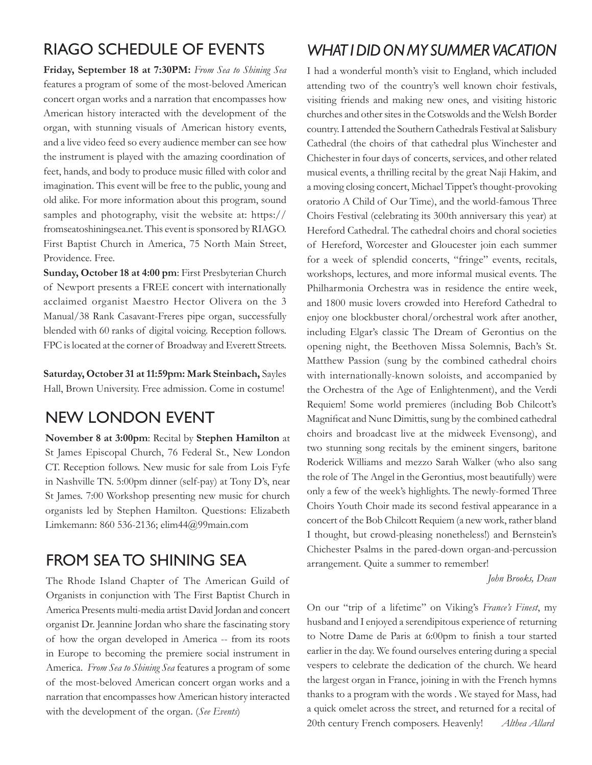## RIAGO SCHEDULE OF EVENTS

**Friday, September 18 at 7:30PM:** *From Sea to Shining Sea* features a program of some of the most-beloved American concert organ works and a narration that encompasses how American history interacted with the development of the organ, with stunning visuals of American history events, and a live video feed so every audience member can see how the instrument is played with the amazing coordination of feet, hands, and body to produce music filled with color and imagination. This event will be free to the public, young and old alike. For more information about this program, sound samples and photography, visit the website at: https://fromseatoshiningsea.net. This event is sponsored by RIAGO. First Baptist Church in America, 75 North Main Street, Providence. Free.

**Sunday, October 18 at 4:00 pm**: First Presbyterian Church of Newport presents a FREE concert with internationally acclaimed organist Maestro Hector Olivera on the 3 Manual/38 Rank Casavant-Freres pipe organ, successfully blended with 60 ranks of digital voicing. Reception follows. FPC is located at the corner of Broadway and Everett Streets.

**Saturday, October 31 at 11:59pm: Mark Steinbach,** Sayles Hall, Brown University. Free admission. Come in costume!

## NEW LONDON EVENT

**November 8 at 3:00pm**: Recital by **Stephen Hamilton** at St James Episcopal Church, 76 Federal St., New London CT. Reception follows. New music for sale from Lois Fyfe in Nashville TN. 5:00pm dinner (self-pay) at Tony D's, near St James. 7:00 Workshop presenting new music for church organists led by Stephen Hamilton. Questions: Elizabeth Limkemann: 860 536-2136; elim44@99main.com

## FROM SEA TO SHINING SEA

The Rhode Island Chapter of The American Guild of Organists in conjunction with The First Baptist Church in America Presents multi-media artist David Jordan and concert organist Dr. Jeannine Jordan who share the fascinating story of how the organ developed in America -- from its roots in Europe to becoming the premiere social instrument in America. *From Sea to Shining Sea* features a program of some of the most-beloved American concert organ works and a narration that encompasses how American history interacted with the development of the organ. (*See Events*)

## *WHAT I DID ON MY SUMMER VACATION*

I had a wonderful month's visit to England, which included attending two of the country's well known choir festivals, visiting friends and making new ones, and visiting historic churches and other sites in the Cotswolds and the Welsh Border country. I attended the Southern Cathedrals Festival at Salisbury Cathedral (the choirs of that cathedral plus Winchester and Chichester in four days of concerts, services, and other related musical events, a thrilling recital by the great Naji Hakim, and a moving closing concert, Michael Tippet's thought-provoking oratorio A Child of Our Time), and the world-famous Three Choirs Festival (celebrating its 300th anniversary this year) at Hereford Cathedral. The cathedral choirs and choral societies of Hereford, Worcester and Gloucester join each summer for a week of splendid concerts, "fringe" events, recitals, workshops, lectures, and more informal musical events. The Philharmonia Orchestra was in residence the entire week, and 1800 music lovers crowded into Hereford Cathedral to enjoy one blockbuster choral/orchestral work after another, including Elgar's classic The Dream of Gerontius on the opening night, the Beethoven Missa Solemnis, Bach's St. Matthew Passion (sung by the combined cathedral choirs with internationally-known soloists, and accompanied by the Orchestra of the Age of Enlightenment), and the Verdi Requiem! Some world premieres (including Bob Chilcott's Magnificat and Nunc Dimittis, sung by the combined cathedral choirs and broadcast live at the midweek Evensong), and two stunning song recitals by the eminent singers, baritone Roderick Williams and mezzo Sarah Walker (who also sang the role of The Angel in the Gerontius, most beautifully) were only a few of the week's highlights. The newly-formed Three Choirs Youth Choir made its second festival appearance in a concert of the Bob Chilcott Requiem (a new work, rather bland I thought, but crowd-pleasing nonetheless!) and Bernstein's Chichester Psalms in the pared-down organ-and-percussion arrangement. Quite a summer to remember!

*John Brooks, Dean*

On our "trip of a lifetime" on Viking's *France's Finest*, my husband and I enjoyed a serendipitous experience of returning to Notre Dame de Paris at 6:00pm to finish a tour started earlier in the day. We found ourselves entering during a special vespers to celebrate the dedication of the church. We heard the largest organ in France, joining in with the French hymns thanks to a program with the words . We stayed for Mass, had a quick omelet across the street, and returned for a recital of 20th century French composers. Heavenly! *Althea Allard*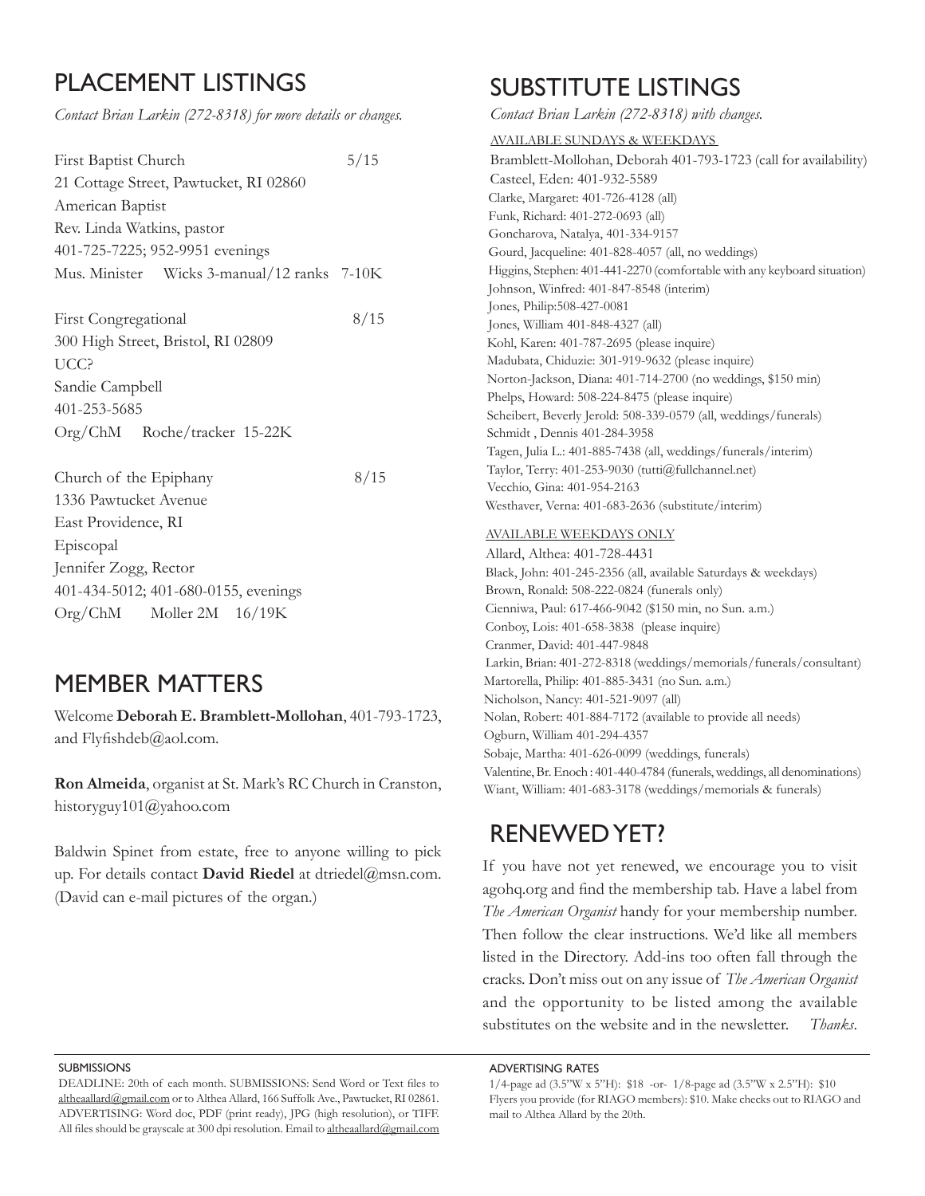## PLACEMENT LISTINGS

*Contact Brian Larkin (272-8318) for more details or changes.*

First Baptist Church 5/15
21 Cottage Street, Pawtucket, RI 02860
American Baptist
Rev. Linda Watkins, pastor
401-725-7225; 952-9951 evenings
Mus. Minister Wicks 3-manual/12 ranks 7-10K

First Congregational 8/15
300 High Street, Bristol, RI 02809
UCC?
Sandie Campbell
401-253-5685
Org/ChM Roche/tracker 15-22K

Church of the Epiphany 8/15
1336 Pawtucket Avenue
East Providence, RI
Episcopal
Jennifer Zogg, Rector
401-434-5012; 401-680-0155, evenings
Org/ChM Moller 2M 16/19K

## MEMBER MATTERS

Welcome **Deborah E. Bramblett-Mollohan**, 401-793-1723, and Flyfishdeb@aol.com.

**Ron Almeida**, organist at St. Mark's RC Church in Cranston, historyguy101@yahoo.com

Baldwin Spinet from estate, free to anyone willing to pick up. For details contact **David Riedel** at dtriedel@msn.com. (David can e-mail pictures of the organ.)

## SUBSTITUTE LISTINGS

*Contact Brian Larkin (272-8318) with changes.*

AVAILABLE SUNDAYS & WEEKDAYS

Bramblett-Mollohan, Deborah 401-793-1723 (call for availability)
Casteel, Eden: 401-932-5589
Clarke, Margaret: 401-726-4128 (all)
Funk, Richard: 401-272-0693 (all)
Goncharova, Natalya, 401-334-9157
Gourd, Jacqueline: 401-828-4057 (all, no weddings)
Higgins, Stephen: 401-441-2270 (comfortable with any keyboard situation)
Johnson, Winfred: 401-847-8548 (interim)
Jones, Philip:508-427-0081
Jones, William 401-848-4327 (all)
Kohl, Karen: 401-787-2695 (please inquire)
Madubata, Chiduzie: 301-919-9632 (please inquire)
Norton-Jackson, Diana: 401-714-2700 (no weddings, $150 min)
Phelps, Howard: 508-224-8475 (please inquire)
Scheibert, Beverly Jerold: 508-339-0579 (all, weddings/funerals)
Schmidt , Dennis 401-284-3958
Tagen, Julia L.: 401-885-7438 (all, weddings/funerals/interim)
Taylor, Terry: 401-253-9030 (tutti@fullchannel.net)
Vecchio, Gina: 401-954-2163
Westhaver, Verna: 401-683-2636 (substitute/interim)

AVAILABLE WEEKDAYS ONLY

Allard, Althea: 401-728-4431
Black, John: 401-245-2356 (all, available Saturdays & weekdays)
Brown, Ronald: 508-222-0824 (funerals only)
Cienniwa, Paul: 617-466-9042 ($150 min, no Sun. a.m.)
Conboy, Lois: 401-658-3838 (please inquire)
Cranmer, David: 401-447-9848
Larkin, Brian: 401-272-8318 (weddings/memorials/funerals/consultant)
Martorella, Philip: 401-885-3431 (no Sun. a.m.)
Nicholson, Nancy: 401-521-9097 (all)
Nolan, Robert: 401-884-7172 (available to provide all needs)
Ogburn, William 401-294-4357
Sobaje, Martha: 401-626-0099 (weddings, funerals)
Valentine, Br. Enoch : 401-440-4784 (funerals, weddings, all denominations)
Wiant, William: 401-683-3178 (weddings/memorials & funerals)

## RENEWED YET?

If you have not yet renewed, we encourage you to visit agohq.org and find the membership tab. Have a label from *The American Organist* handy for your membership number. Then follow the clear instructions. We'd like all members listed in the Directory. Add-ins too often fall through the cracks. Don't miss out on any issue of *The American Organist* and the opportunity to be listed among the available substitutes on the website and in the newsletter. *Thanks*.

SUBMISSIONS

DEADLINE: 20th of each month. SUBMISSIONS: Send Word or Text files to altheaallard@gmail.com or to Althea Allard, 166 Suffolk Ave., Pawtucket, RI 02861. ADVERTISING: Word doc, PDF (print ready), JPG (high resolution), or TIFF. All files should be grayscale at 300 dpi resolution. Email to altheaallard@gmail.com

ADVERTISING RATES

1/4-page ad (3.5"W x 5"H): $18 -or- 1/8-page ad (3.5"W x 2.5"H): $10
Flyers you provide (for RIAGO members): $10. Make checks out to RIAGO and mail to Althea Allard by the 20th.